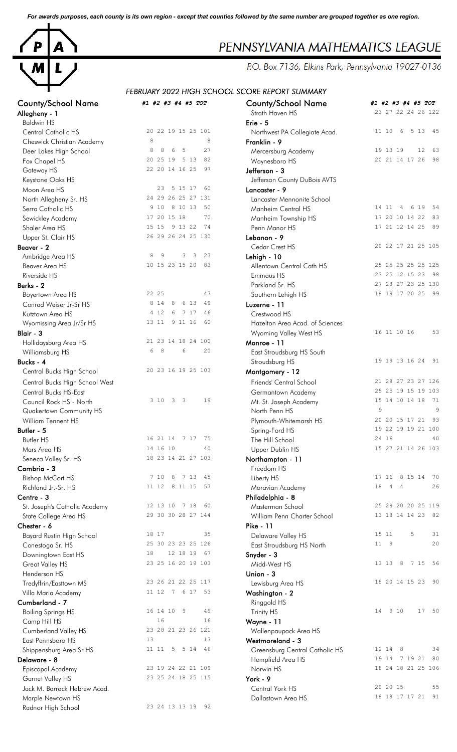*For awards purposes, each county is its own region - except that counties followed by the same number are grouped together as one region.*

# PENNSYLVANIA MATHEMATICS LEAGUE

P.O. Box 7136, Elkins Park, Pennsylvania 19027-0136

## FEBRUARY 2022 HIGH SCHOOL SCORE REPORT SUMMARY

| County/School Name | #1 | #2 | #3 | #4 | #5 | TOT |
|---|---|---|---|---|---|---|
| **Allegheny - 1** | | | | | | |
| Baldwin HS | | | | | | |
| Central Catholic HS | 20 | 22 | 19 | 15 | 25 | 101 |
| Cheswick Christian Academy | 8 | | | | | 8 |
| Deer Lakes High School | 8 | 8 | 6 | 5 | | 27 |
| Fox Chapel HS | 20 | 25 | 19 | 5 | 13 | 82 |
| Gateway HS | 22 | 20 | 14 | 16 | 25 | 97 |
| Keystone Oaks HS | | | | | | |
| Moon Area HS | | 23 | 5 | 15 | 17 | 60 |
| North Allegheny Sr. HS | 24 | 29 | 26 | 25 | 27 | 131 |
| Serra Catholic HS | 9 | 10 | 8 | 10 | 13 | 50 |
| Sewickley Academy | 17 | 20 | 15 | 18 | | 70 |
| Shaler Area HS | 15 | 15 | 9 | 13 | 22 | 74 |
| Upper St. Clair HS | 26 | 29 | 26 | 24 | 25 | 130 |
| **Beaver - 2** | | | | | | |
| Ambridge Area HS | 8 | 9 | | 3 | 3 | 23 |
| Beaver Area HS | 10 | 15 | 23 | 15 | 20 | 83 |
| Riverside HS | | | | | | |
| **Berks - 2** | | | | | | |
| Boyertown Area HS | 22 | 25 | | | | 47 |
| Conrad Weiser Jr-Sr HS | 8 | 14 | 8 | 6 | 13 | 49 |
| Kutztown Area HS | 4 | 12 | 6 | 7 | 17 | 46 |
| Wyomissing Area Jr/Sr HS | 13 | 11 | 9 | 11 | 16 | 60 |
| **Blair - 3** | | | | | | |
| Hollidaysburg Area HS | 21 | 23 | 14 | 18 | 24 | 100 |
| Williamsburg HS | 6 | 8 | 6 | | | 20 |
| **Bucks - 4** | | | | | | |
| Central Bucks High School | 20 | 23 | 16 | 19 | 25 | 103 |
| Central Bucks High School West | | | | | | |
| Central Bucks HS-East | | | | | | |
| Council Rock HS - North | 3 | 10 | 3 | 3 | | 19 |
| Quakertown Community HS | | | | | | |
| William Tennent HS | | | | | | |
| **Butler - 5** | | | | | | |
| Butler HS | 16 | 21 | 14 | 7 | 17 | 75 |
| Mars Area HS | 14 | 16 | 10 | | | 40 |
| Seneca Valley Sr. HS | 18 | 23 | 14 | 21 | 27 | 103 |
| **Cambria - 3** | | | | | | |
| Bishop McCort HS | 7 | 10 | 8 | 7 | 13 | 45 |
| Richland Jr.-Sr. HS | 11 | 12 | 8 | 11 | 15 | 57 |
| **Centre - 3** | | | | | | |
| St. Joseph's Catholic Academy | 12 | 13 | 10 | 7 | 18 | 60 |
| State College Area HS | 29 | 30 | 30 | 28 | 27 | 144 |
| **Chester - 6** | | | | | | |
| Bayard Rustin High School | 18 | 17 | | | | 35 |
| Conestoga Sr. HS | 25 | 30 | 23 | 23 | 25 | 126 |
| Downingtown East HS | 18 | | 12 | 18 | 19 | 67 |
| Great Valley HS | 23 | 25 | 16 | 20 | 19 | 103 |
| Henderson HS | | | | | | |
| Tredyffrin/Easttown MS | 23 | 26 | 21 | 22 | 25 | 117 |
| Villa Maria Academy | 11 | 12 | 7 | 6 | 17 | 53 |
| **Cumberland - 7** | | | | | | |
| Boiling Springs HS | 16 | 14 | 10 | 9 | | 49 |
| Camp Hill HS | | 16 | | | | 16 |
| Cumberland Valley HS | 23 | 28 | 21 | 23 | 26 | 121 |
| East Pennsboro HS | 13 | | | | | 13 |
| Shippensburg Area Sr HS | 11 | 11 | 5 | 5 | 14 | 46 |
| **Delaware - 8** | | | | | | |
| Episcopal Academy | 23 | 19 | 24 | 22 | 21 | 109 |
| Garnet Valley HS | 23 | 25 | 24 | 18 | 25 | 115 |
| Jack M. Barrack Hebrew Acad. | | | | | | |
| Marple Newtown HS | | | | | | |
| Radnor High School | 23 | 24 | 13 | 13 | 19 | 92 |
| Strath Haven HS | 23 | 27 | 22 | 24 | 26 | 122 |
| **Erie - 5** | | | | | | |
| Northwest PA Collegiate Acad. | 11 | 10 | 6 | 5 | 13 | 45 |
| **Franklin - 9** | | | | | | |
| Mercersburg Academy | 19 | 13 | 19 | | 12 | 63 |
| Waynesboro HS | 20 | 21 | 14 | 17 | 26 | 98 |
| **Jefferson - 3** | | | | | | |
| Jefferson County DuBois AVTS | | | | | | |
| **Lancaster - 9** | | | | | | |
| Lancaster Mennonite School | | | | | | |
| Manheim Central HS | 14 | 11 | 4 | 6 | 19 | 54 |
| Manheim Township HS | 17 | 20 | 10 | 14 | 22 | 83 |
| Penn Manor HS | 17 | 21 | 12 | 14 | 25 | 89 |
| **Lebanon - 9** | | | | | | |
| Cedar Crest HS | 20 | 22 | 17 | 21 | 25 | 105 |
| **Lehigh - 10** | | | | | | |
| Allentown Central Cath HS | 25 | 25 | 25 | 25 | 25 | 125 |
| Emmaus HS | 23 | 25 | 12 | 15 | 23 | 98 |
| Parkland Sr. HS | 27 | 28 | 27 | 23 | 25 | 130 |
| Southern Lehigh HS | 18 | 19 | 17 | 20 | 25 | 99 |
| **Luzerne - 11** | | | | | | |
| Crestwood HS | | | | | | |
| Hazelton Area Acad. of Sciences | | | | | | |
| Wyoming Valley West HS | 16 | 11 | 10 | 16 | | 53 |
| **Monroe - 11** | | | | | | |
| East Stroudsburg HS South | | | | | | |
| Stroudsburg HS | 19 | 19 | 13 | 16 | 24 | 91 |
| **Montgomery - 12** | | | | | | |
| Friends' Central School | 21 | 28 | 27 | 23 | 27 | 126 |
| Germantown Academy | 25 | 25 | 19 | 15 | 19 | 103 |
| Mt. St. Joseph Academy | 15 | 14 | 10 | 14 | 18 | 71 |
| North Penn HS | 9 | | | | | 9 |
| Plymouth-Whitemarsh HS | 20 | 20 | 15 | 17 | 21 | 93 |
| Spring-Ford HS | 19 | 22 | 19 | 19 | 21 | 100 |
| The Hill School | 24 | 16 | | | | 40 |
| Upper Dublin HS | 15 | 27 | 21 | 14 | 26 | 103 |
| **Northampton - 11** | | | | | | |
| Freedom HS | | | | | | |
| Liberty HS | 17 | 16 | 8 | 15 | 14 | 70 |
| Moravian Academy | 18 | 4 | 4 | | | 26 |
| **Philadelphia - 8** | | | | | | |
| Masterman School | 25 | 29 | 20 | 20 | 25 | 119 |
| William Penn Charter School | 13 | 18 | 14 | 14 | 23 | 82 |
| **Pike - 11** | | | | | | |
| Delaware Valley HS | 15 | 11 | | 5 | | 31 |
| East Stroudsburg HS North | 11 | 9 | | | | 20 |
| **Snyder - 3** | | | | | | |
| Midd-West HS | 13 | 13 | 8 | 7 | 15 | 56 |
| **Union - 3** | | | | | | |
| Lewisburg Area HS | 18 | 20 | 14 | 15 | 23 | 90 |
| **Washington - 2** | | | | | | |
| Ringgold HS | | | | | | |
| Trinity HS | 14 | 9 | 10 | | 17 | 50 |
| **Wayne - 11** | | | | | | |
| Wallenpaupack Area HS | | | | | | |
| **Westmoreland - 3** | | | | | | |
| Greensburg Central Catholic HS | 12 | 14 | 8 | | | 34 |
| Hempfield Area HS | 19 | 14 | 7 | 19 | 21 | 80 |
| Norwin HS | 18 | 24 | 18 | 21 | 25 | 106 |
| **York - 9** | | | | | | |
| Central York HS | 20 | 20 | 15 | | | 55 |
| Dallastown Area HS | 18 | 18 | 17 | 17 | 21 | 91 |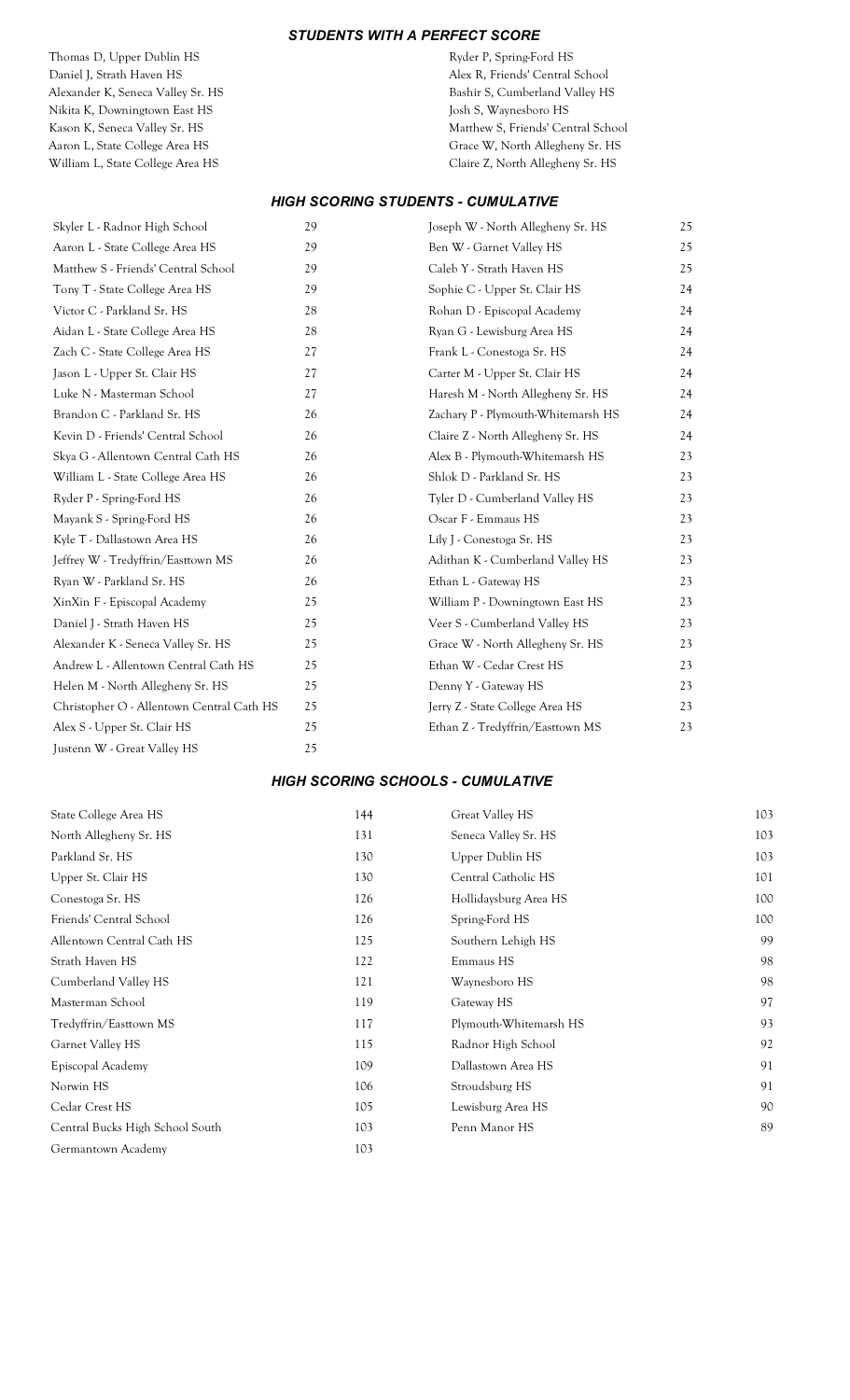## *STUDENTS WITH A PERFECT SCORE*

Thomas D, Upper Dublin HS
Daniel J, Strath Haven HS
Alexander K, Seneca Valley Sr. HS
Nikita K, Downingtown East HS
Kason K, Seneca Valley Sr. HS
Aaron L, State College Area HS
William L, State College Area HS
Ryder P, Spring-Ford HS
Alex R, Friends' Central School
Bashir S, Cumberland Valley HS
Josh S, Waynesboro HS
Matthew S, Friends' Central School
Grace W, North Allegheny Sr. HS
Claire Z, North Allegheny Sr. HS

## *HIGH SCORING STUDENTS - CUMULATIVE*

| | |
|---|---|
| Skyler L - Radnor High School | 29 |
| Aaron L - State College Area HS | 29 |
| Matthew S - Friends' Central School | 29 |
| Tony T - State College Area HS | 29 |
| Victor C - Parkland Sr. HS | 28 |
| Aidan L - State College Area HS | 28 |
| Zach C - State College Area HS | 27 |
| Jason L - Upper St. Clair HS | 27 |
| Luke N - Masterman School | 27 |
| Brandon C - Parkland Sr. HS | 26 |
| Kevin D - Friends' Central School | 26 |
| Skya G - Allentown Central Cath HS | 26 |
| William L - State College Area HS | 26 |
| Ryder P - Spring-Ford HS | 26 |
| Mayank S - Spring-Ford HS | 26 |
| Kyle T - Dallastown Area HS | 26 |
| Jeffrey W - Tredyffrin/Easttown MS | 26 |
| Ryan W - Parkland Sr. HS | 26 |
| XinXin F - Episcopal Academy | 25 |
| Daniel J - Strath Haven HS | 25 |
| Alexander K - Seneca Valley Sr. HS | 25 |
| Andrew L - Allentown Central Cath HS | 25 |
| Helen M - North Allegheny Sr. HS | 25 |
| Christopher O - Allentown Central Cath HS | 25 |
| Alex S - Upper St. Clair HS | 25 |
| Justenn W - Great Valley HS | 25 |
| Joseph W - North Allegheny Sr. HS | 25 |
| Ben W - Garnet Valley HS | 25 |
| Caleb Y - Strath Haven HS | 25 |
| Sophie C - Upper St. Clair HS | 24 |
| Rohan D - Episcopal Academy | 24 |
| Ryan G - Lewisburg Area HS | 24 |
| Frank L - Conestoga Sr. HS | 24 |
| Carter M - Upper St. Clair HS | 24 |
| Haresh M - North Allegheny Sr. HS | 24 |
| Zachary P - Plymouth-Whitemarsh HS | 24 |
| Claire Z - North Allegheny Sr. HS | 24 |
| Alex B - Plymouth-Whitemarsh HS | 23 |
| Shlok D - Parkland Sr. HS | 23 |
| Tyler D - Cumberland Valley HS | 23 |
| Oscar F - Emmaus HS | 23 |
| Lily J - Conestoga Sr. HS | 23 |
| Adithan K - Cumberland Valley HS | 23 |
| Ethan L - Gateway HS | 23 |
| William P - Downingtown East HS | 23 |
| Veer S - Cumberland Valley HS | 23 |
| Grace W - North Allegheny Sr. HS | 23 |
| Ethan W - Cedar Crest HS | 23 |
| Denny Y - Gateway HS | 23 |
| Jerry Z - State College Area HS | 23 |
| Ethan Z - Tredyffrin/Easttown MS | 23 |

## *HIGH SCORING SCHOOLS - CUMULATIVE*

| | |
|---|---|
| State College Area HS | 144 |
| North Allegheny Sr. HS | 131 |
| Parkland Sr. HS | 130 |
| Upper St. Clair HS | 130 |
| Conestoga Sr. HS | 126 |
| Friends' Central School | 126 |
| Allentown Central Cath HS | 125 |
| Strath Haven HS | 122 |
| Cumberland Valley HS | 121 |
| Masterman School | 119 |
| Tredyffrin/Easttown MS | 117 |
| Garnet Valley HS | 115 |
| Episcopal Academy | 109 |
| Norwin HS | 106 |
| Cedar Crest HS | 105 |
| Central Bucks High School South | 103 |
| Germantown Academy | 103 |
| Great Valley HS | 103 |
| Seneca Valley Sr. HS | 103 |
| Upper Dublin HS | 103 |
| Central Catholic HS | 101 |
| Hollidaysburg Area HS | 100 |
| Spring-Ford HS | 100 |
| Southern Lehigh HS | 99 |
| Emmaus HS | 98 |
| Waynesboro HS | 98 |
| Gateway HS | 97 |
| Plymouth-Whitemarsh HS | 93 |
| Radnor High School | 92 |
| Dallastown Area HS | 91 |
| Stroudsburg HS | 91 |
| Lewisburg Area HS | 90 |
| Penn Manor HS | 89 |